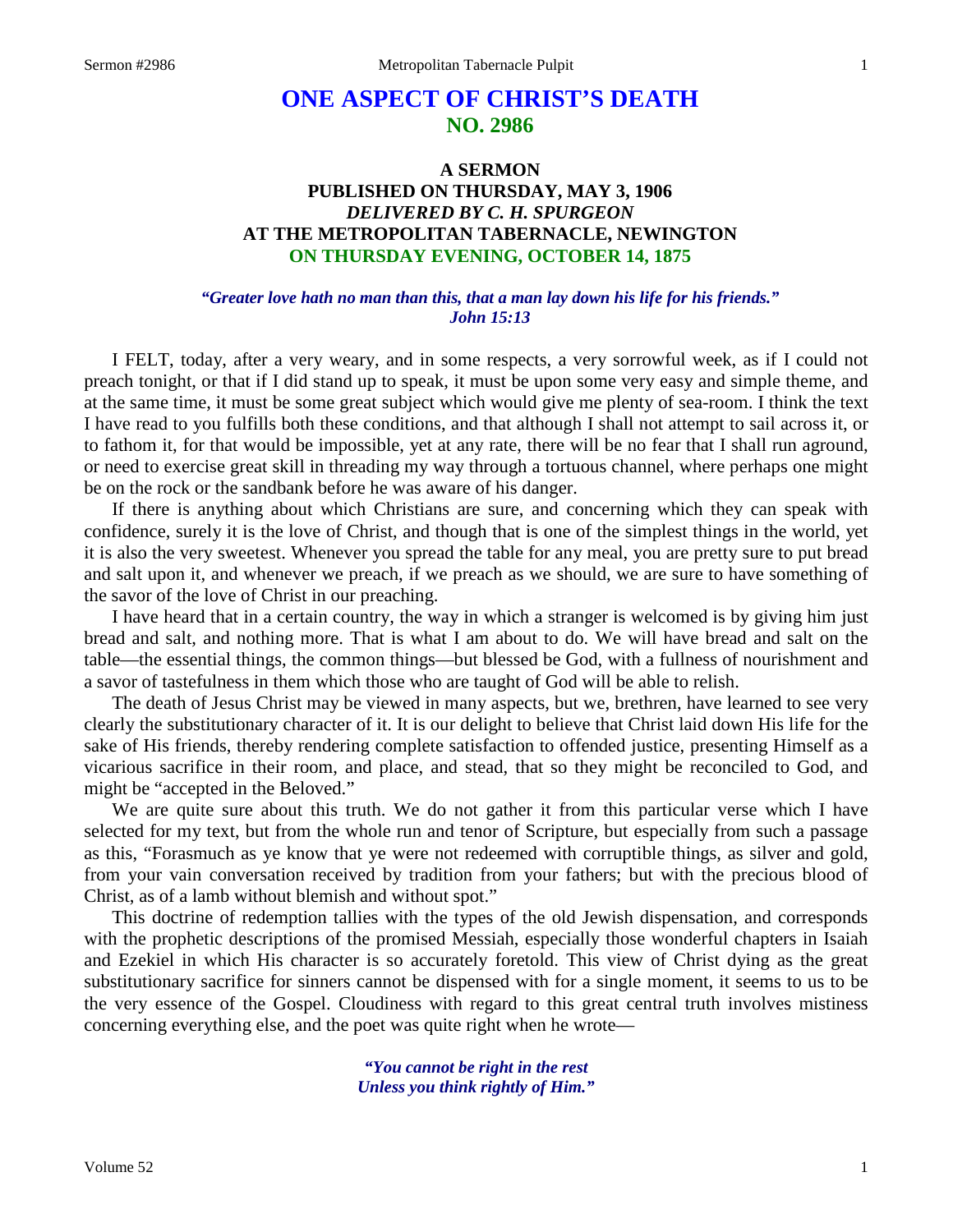# ONE ASPECT OF CHRIST'S DEATH
## NO. 2986

### A SERMON
### PUBLISHED ON THURSDAY, MAY 3, 1906
### *DELIVERED BY C. H. SPURGEON*
### AT THE METROPOLITAN TABERNACLE, NEWINGTON
### ON THURSDAY EVENING, OCTOBER 14, 1875

***"Greater love hath no man than this, that a man lay down his life for his friends." John 15:13***

I FELT, today, after a very weary, and in some respects, a very sorrowful week, as if I could not preach tonight, or that if I did stand up to speak, it must be upon some very easy and simple theme, and at the same time, it must be some great subject which would give me plenty of sea-room. I think the text I have read to you fulfills both these conditions, and that although I shall not attempt to sail across it, or to fathom it, for that would be impossible, yet at any rate, there will be no fear that I shall run aground, or need to exercise great skill in threading my way through a tortuous channel, where perhaps one might be on the rock or the sandbank before he was aware of his danger.

If there is anything about which Christians are sure, and concerning which they can speak with confidence, surely it is the love of Christ, and though that is one of the simplest things in the world, yet it is also the very sweetest. Whenever you spread the table for any meal, you are pretty sure to put bread and salt upon it, and whenever we preach, if we preach as we should, we are sure to have something of the savor of the love of Christ in our preaching.

I have heard that in a certain country, the way in which a stranger is welcomed is by giving him just bread and salt, and nothing more. That is what I am about to do. We will have bread and salt on the table—the essential things, the common things—but blessed be God, with a fullness of nourishment and a savor of tastefulness in them which those who are taught of God will be able to relish.

The death of Jesus Christ may be viewed in many aspects, but we, brethren, have learned to see very clearly the substitutionary character of it. It is our delight to believe that Christ laid down His life for the sake of His friends, thereby rendering complete satisfaction to offended justice, presenting Himself as a vicarious sacrifice in their room, and place, and stead, that so they might be reconciled to God, and might be "accepted in the Beloved."

We are quite sure about this truth. We do not gather it from this particular verse which I have selected for my text, but from the whole run and tenor of Scripture, but especially from such a passage as this, "Forasmuch as ye know that ye were not redeemed with corruptible things, as silver and gold, from your vain conversation received by tradition from your fathers; but with the precious blood of Christ, as of a lamb without blemish and without spot."

This doctrine of redemption tallies with the types of the old Jewish dispensation, and corresponds with the prophetic descriptions of the promised Messiah, especially those wonderful chapters in Isaiah and Ezekiel in which His character is so accurately foretold. This view of Christ dying as the great substitutionary sacrifice for sinners cannot be dispensed with for a single moment, it seems to us to be the very essence of the Gospel. Cloudiness with regard to this great central truth involves mistiness concerning everything else, and the poet was quite right when he wrote—

> ***"You cannot be right in the rest***
> ***Unless you think rightly of Him."***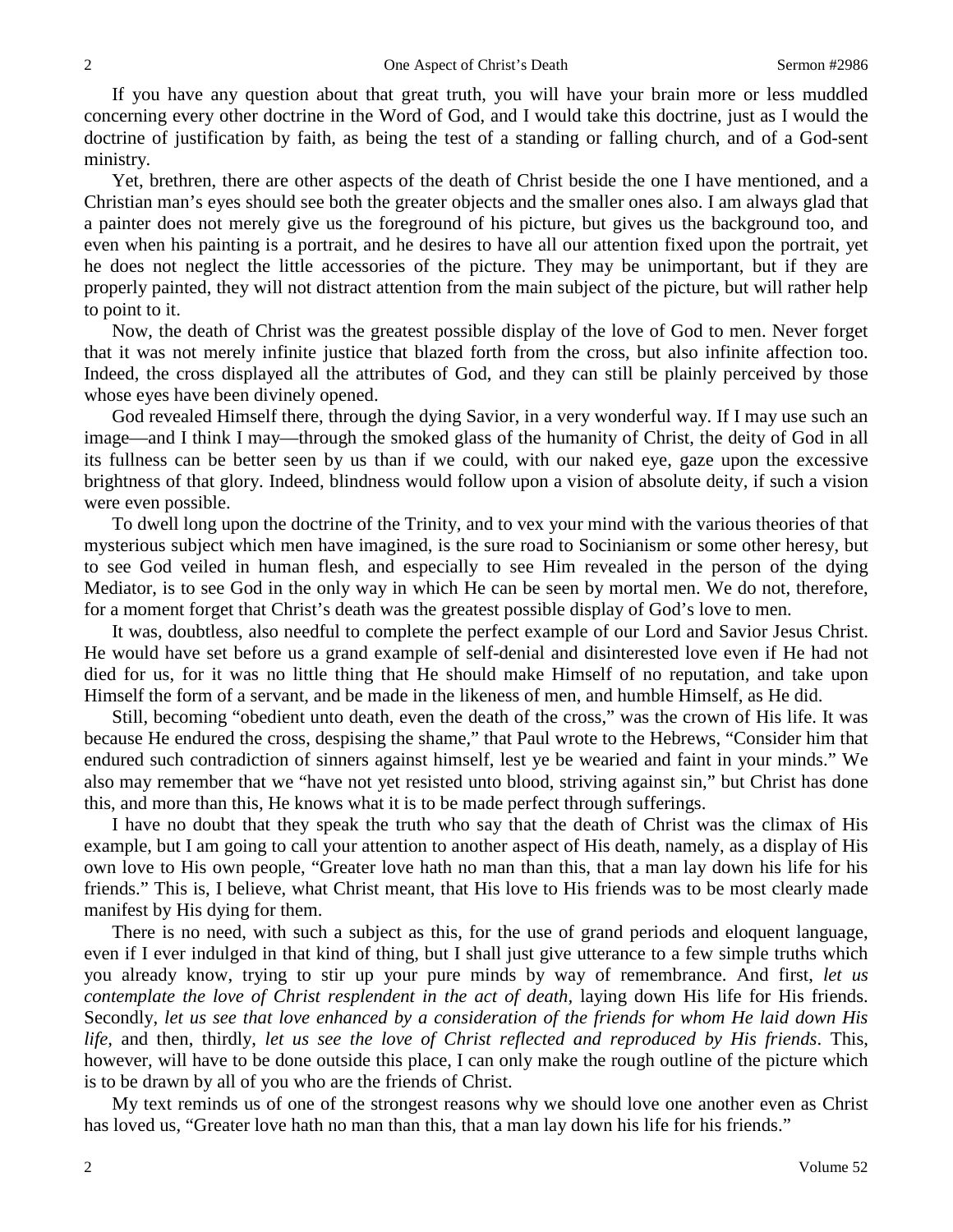If you have any question about that great truth, you will have your brain more or less muddled concerning every other doctrine in the Word of God, and I would take this doctrine, just as I would the doctrine of justification by faith, as being the test of a standing or falling church, and of a God-sent ministry.

Yet, brethren, there are other aspects of the death of Christ beside the one I have mentioned, and a Christian man's eyes should see both the greater objects and the smaller ones also. I am always glad that a painter does not merely give us the foreground of his picture, but gives us the background too, and even when his painting is a portrait, and he desires to have all our attention fixed upon the portrait, yet he does not neglect the little accessories of the picture. They may be unimportant, but if they are properly painted, they will not distract attention from the main subject of the picture, but will rather help to point to it.

Now, the death of Christ was the greatest possible display of the love of God to men. Never forget that it was not merely infinite justice that blazed forth from the cross, but also infinite affection too. Indeed, the cross displayed all the attributes of God, and they can still be plainly perceived by those whose eyes have been divinely opened.

God revealed Himself there, through the dying Savior, in a very wonderful way. If I may use such an image—and I think I may—through the smoked glass of the humanity of Christ, the deity of God in all its fullness can be better seen by us than if we could, with our naked eye, gaze upon the excessive brightness of that glory. Indeed, blindness would follow upon a vision of absolute deity, if such a vision were even possible.

To dwell long upon the doctrine of the Trinity, and to vex your mind with the various theories of that mysterious subject which men have imagined, is the sure road to Socinianism or some other heresy, but to see God veiled in human flesh, and especially to see Him revealed in the person of the dying Mediator, is to see God in the only way in which He can be seen by mortal men. We do not, therefore, for a moment forget that Christ's death was the greatest possible display of God's love to men.

It was, doubtless, also needful to complete the perfect example of our Lord and Savior Jesus Christ. He would have set before us a grand example of self-denial and disinterested love even if He had not died for us, for it was no little thing that He should make Himself of no reputation, and take upon Himself the form of a servant, and be made in the likeness of men, and humble Himself, as He did.

Still, becoming "obedient unto death, even the death of the cross," was the crown of His life. It was because He endured the cross, despising the shame," that Paul wrote to the Hebrews, "Consider him that endured such contradiction of sinners against himself, lest ye be wearied and faint in your minds." We also may remember that we "have not yet resisted unto blood, striving against sin," but Christ has done this, and more than this, He knows what it is to be made perfect through sufferings.

I have no doubt that they speak the truth who say that the death of Christ was the climax of His example, but I am going to call your attention to another aspect of His death, namely, as a display of His own love to His own people, "Greater love hath no man than this, that a man lay down his life for his friends." This is, I believe, what Christ meant, that His love to His friends was to be most clearly made manifest by His dying for them.

There is no need, with such a subject as this, for the use of grand periods and eloquent language, even if I ever indulged in that kind of thing, but I shall just give utterance to a few simple truths which you already know, trying to stir up your pure minds by way of remembrance. And first, *let us contemplate the love of Christ resplendent in the act of death*, laying down His life for His friends. Secondly, *let us see that love enhanced by a consideration of the friends for whom He laid down His life*, and then, thirdly, *let us see the love of Christ reflected and reproduced by His friends*. This, however, will have to be done outside this place, I can only make the rough outline of the picture which is to be drawn by all of you who are the friends of Christ.

My text reminds us of one of the strongest reasons why we should love one another even as Christ has loved us, "Greater love hath no man than this, that a man lay down his life for his friends."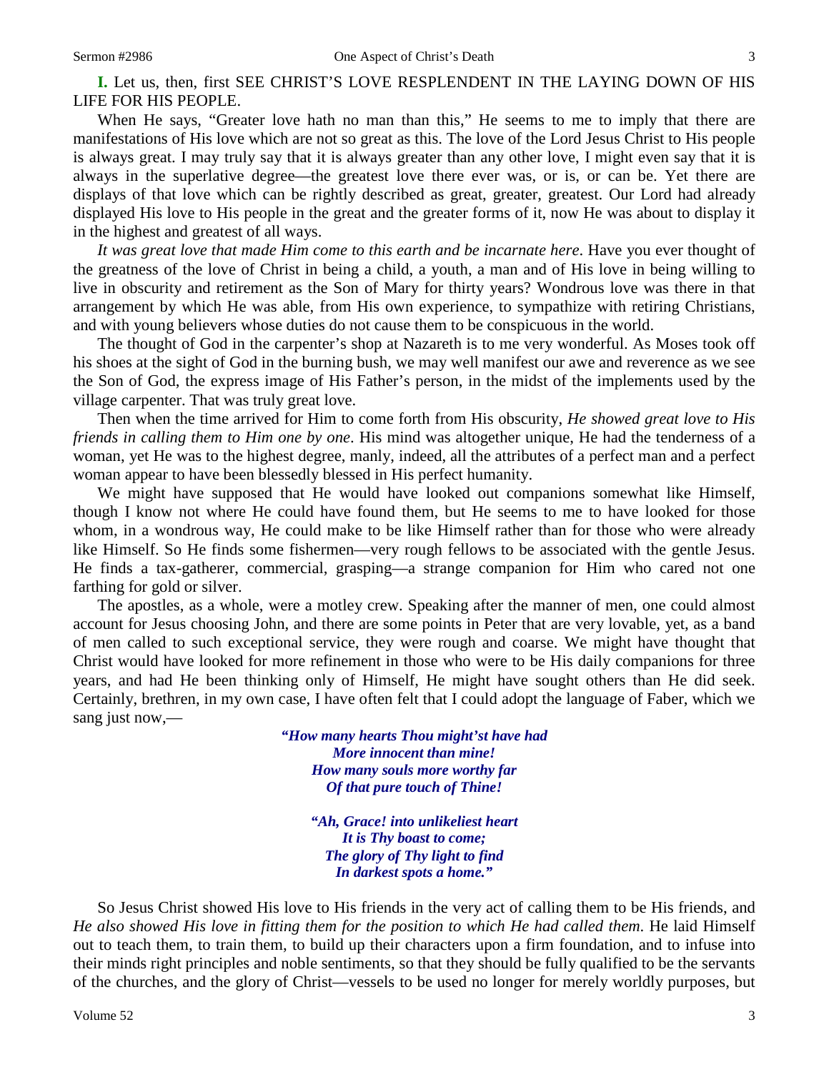**I.** Let us, then, first SEE CHRIST'S LOVE RESPLENDENT IN THE LAYING DOWN OF HIS LIFE FOR HIS PEOPLE.

When He says, "Greater love hath no man than this," He seems to me to imply that there are manifestations of His love which are not so great as this. The love of the Lord Jesus Christ to His people is always great. I may truly say that it is always greater than any other love, I might even say that it is always in the superlative degree—the greatest love there ever was, or is, or can be. Yet there are displays of that love which can be rightly described as great, greater, greatest. Our Lord had already displayed His love to His people in the great and the greater forms of it, now He was about to display it in the highest and greatest of all ways.

*It was great love that made Him come to this earth and be incarnate here*. Have you ever thought of the greatness of the love of Christ in being a child, a youth, a man and of His love in being willing to live in obscurity and retirement as the Son of Mary for thirty years? Wondrous love was there in that arrangement by which He was able, from His own experience, to sympathize with retiring Christians, and with young believers whose duties do not cause them to be conspicuous in the world.

The thought of God in the carpenter's shop at Nazareth is to me very wonderful. As Moses took off his shoes at the sight of God in the burning bush, we may well manifest our awe and reverence as we see the Son of God, the express image of His Father's person, in the midst of the implements used by the village carpenter. That was truly great love.

Then when the time arrived for Him to come forth from His obscurity, *He showed great love to His friends in calling them to Him one by one*. His mind was altogether unique, He had the tenderness of a woman, yet He was to the highest degree, manly, indeed, all the attributes of a perfect man and a perfect woman appear to have been blessedly blessed in His perfect humanity.

We might have supposed that He would have looked out companions somewhat like Himself, though I know not where He could have found them, but He seems to me to have looked for those whom, in a wondrous way, He could make to be like Himself rather than for those who were already like Himself. So He finds some fishermen—very rough fellows to be associated with the gentle Jesus. He finds a tax-gatherer, commercial, grasping—a strange companion for Him who cared not one farthing for gold or silver.

The apostles, as a whole, were a motley crew. Speaking after the manner of men, one could almost account for Jesus choosing John, and there are some points in Peter that are very lovable, yet, as a band of men called to such exceptional service, they were rough and coarse. We might have thought that Christ would have looked for more refinement in those who were to be His daily companions for three years, and had He been thinking only of Himself, He might have sought others than He did seek. Certainly, brethren, in my own case, I have often felt that I could adopt the language of Faber, which we sang just now,—

> ***"How many hearts Thou might'st have had***
> ***More innocent than mine!***
> ***How many souls more worthy far***
> ***Of that pure touch of Thine!***
>
> ***"Ah, Grace! into unlikeliest heart***
> ***It is Thy boast to come;***
> ***The glory of Thy light to find***
> ***In darkest spots a home."***

So Jesus Christ showed His love to His friends in the very act of calling them to be His friends, and *He also showed His love in fitting them for the position to which He had called them*. He laid Himself out to teach them, to train them, to build up their characters upon a firm foundation, and to infuse into their minds right principles and noble sentiments, so that they should be fully qualified to be the servants of the churches, and the glory of Christ—vessels to be used no longer for merely worldly purposes, but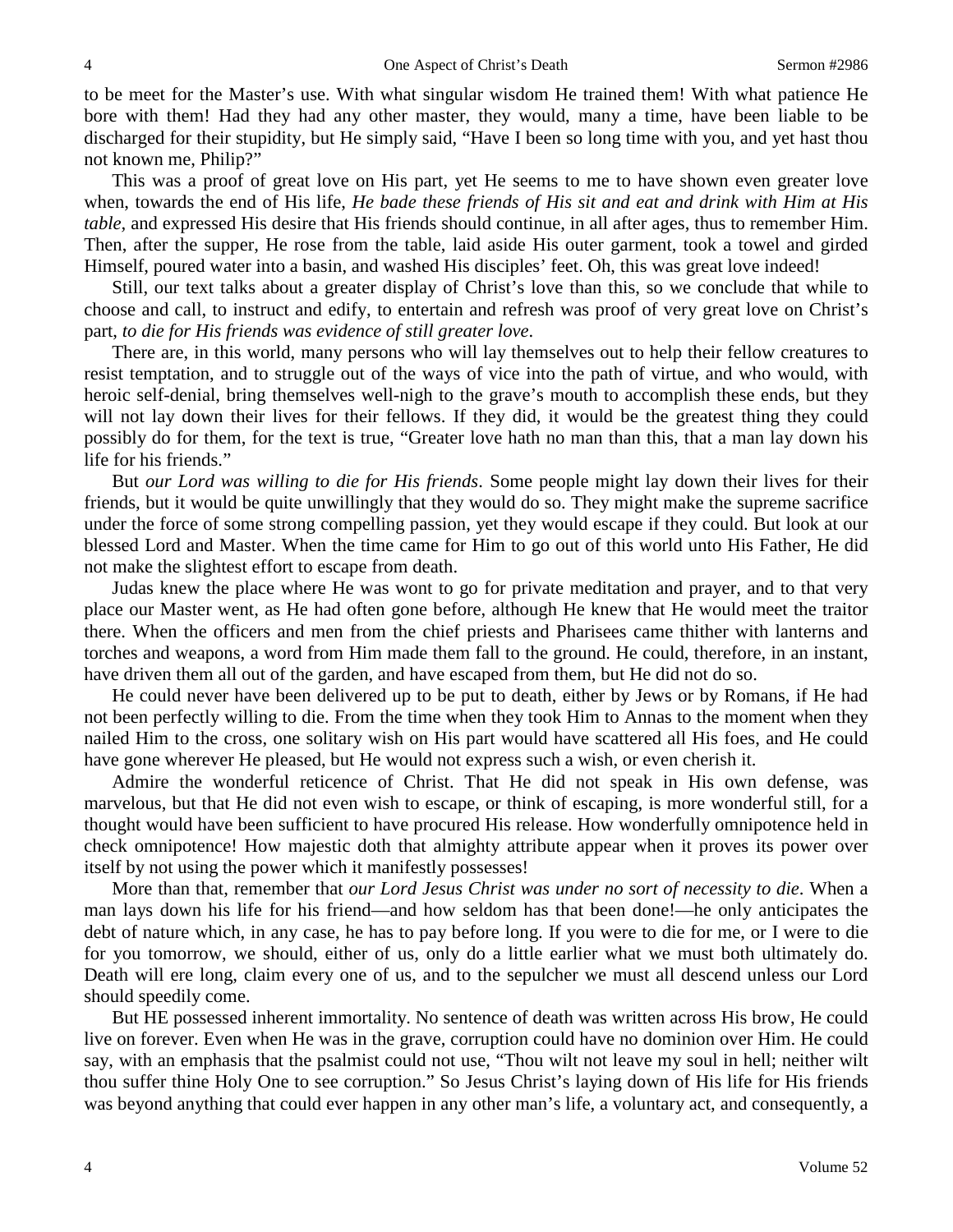to be meet for the Master's use. With what singular wisdom He trained them! With what patience He bore with them! Had they had any other master, they would, many a time, have been liable to be discharged for their stupidity, but He simply said, "Have I been so long time with you, and yet hast thou not known me, Philip?"

This was a proof of great love on His part, yet He seems to me to have shown even greater love when, towards the end of His life, *He bade these friends of His sit and eat and drink with Him at His table*, and expressed His desire that His friends should continue, in all after ages, thus to remember Him. Then, after the supper, He rose from the table, laid aside His outer garment, took a towel and girded Himself, poured water into a basin, and washed His disciples' feet. Oh, this was great love indeed!

Still, our text talks about a greater display of Christ's love than this, so we conclude that while to choose and call, to instruct and edify, to entertain and refresh was proof of very great love on Christ's part, *to die for His friends was evidence of still greater love*.

There are, in this world, many persons who will lay themselves out to help their fellow creatures to resist temptation, and to struggle out of the ways of vice into the path of virtue, and who would, with heroic self-denial, bring themselves well-nigh to the grave's mouth to accomplish these ends, but they will not lay down their lives for their fellows. If they did, it would be the greatest thing they could possibly do for them, for the text is true, "Greater love hath no man than this, that a man lay down his life for his friends."

But *our Lord was willing to die for His friends*. Some people might lay down their lives for their friends, but it would be quite unwillingly that they would do so. They might make the supreme sacrifice under the force of some strong compelling passion, yet they would escape if they could. But look at our blessed Lord and Master. When the time came for Him to go out of this world unto His Father, He did not make the slightest effort to escape from death.

Judas knew the place where He was wont to go for private meditation and prayer, and to that very place our Master went, as He had often gone before, although He knew that He would meet the traitor there. When the officers and men from the chief priests and Pharisees came thither with lanterns and torches and weapons, a word from Him made them fall to the ground. He could, therefore, in an instant, have driven them all out of the garden, and have escaped from them, but He did not do so.

He could never have been delivered up to be put to death, either by Jews or by Romans, if He had not been perfectly willing to die. From the time when they took Him to Annas to the moment when they nailed Him to the cross, one solitary wish on His part would have scattered all His foes, and He could have gone wherever He pleased, but He would not express such a wish, or even cherish it.

Admire the wonderful reticence of Christ. That He did not speak in His own defense, was marvelous, but that He did not even wish to escape, or think of escaping, is more wonderful still, for a thought would have been sufficient to have procured His release. How wonderfully omnipotence held in check omnipotence! How majestic doth that almighty attribute appear when it proves its power over itself by not using the power which it manifestly possesses!

More than that, remember that *our Lord Jesus Christ was under no sort of necessity to die*. When a man lays down his life for his friend—and how seldom has that been done!—he only anticipates the debt of nature which, in any case, he has to pay before long. If you were to die for me, or I were to die for you tomorrow, we should, either of us, only do a little earlier what we must both ultimately do. Death will ere long, claim every one of us, and to the sepulcher we must all descend unless our Lord should speedily come.

But HE possessed inherent immortality. No sentence of death was written across His brow, He could live on forever. Even when He was in the grave, corruption could have no dominion over Him. He could say, with an emphasis that the psalmist could not use, "Thou wilt not leave my soul in hell; neither wilt thou suffer thine Holy One to see corruption." So Jesus Christ's laying down of His life for His friends was beyond anything that could ever happen in any other man's life, a voluntary act, and consequently, a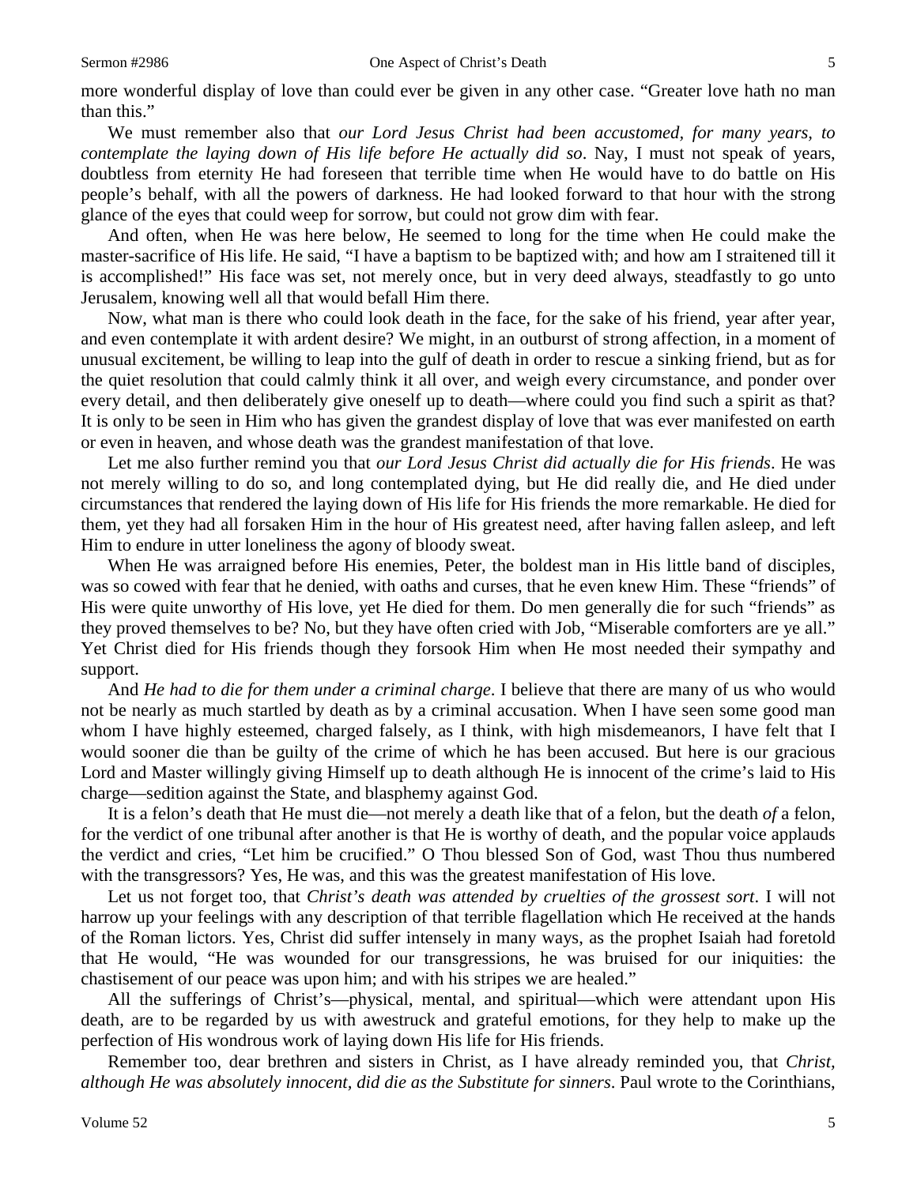more wonderful display of love than could ever be given in any other case. "Greater love hath no man than this."

We must remember also that *our Lord Jesus Christ had been accustomed, for many years, to contemplate the laying down of His life before He actually did so*. Nay, I must not speak of years, doubtless from eternity He had foreseen that terrible time when He would have to do battle on His people's behalf, with all the powers of darkness. He had looked forward to that hour with the strong glance of the eyes that could weep for sorrow, but could not grow dim with fear.

And often, when He was here below, He seemed to long for the time when He could make the master-sacrifice of His life. He said, "I have a baptism to be baptized with; and how am I straitened till it is accomplished!" His face was set, not merely once, but in very deed always, steadfastly to go unto Jerusalem, knowing well all that would befall Him there.

Now, what man is there who could look death in the face, for the sake of his friend, year after year, and even contemplate it with ardent desire? We might, in an outburst of strong affection, in a moment of unusual excitement, be willing to leap into the gulf of death in order to rescue a sinking friend, but as for the quiet resolution that could calmly think it all over, and weigh every circumstance, and ponder over every detail, and then deliberately give oneself up to death—where could you find such a spirit as that? It is only to be seen in Him who has given the grandest display of love that was ever manifested on earth or even in heaven, and whose death was the grandest manifestation of that love.

Let me also further remind you that *our Lord Jesus Christ did actually die for His friends*. He was not merely willing to do so, and long contemplated dying, but He did really die, and He died under circumstances that rendered the laying down of His life for His friends the more remarkable. He died for them, yet they had all forsaken Him in the hour of His greatest need, after having fallen asleep, and left Him to endure in utter loneliness the agony of bloody sweat.

When He was arraigned before His enemies, Peter, the boldest man in His little band of disciples, was so cowed with fear that he denied, with oaths and curses, that he even knew Him. These "friends" of His were quite unworthy of His love, yet He died for them. Do men generally die for such "friends" as they proved themselves to be? No, but they have often cried with Job, "Miserable comforters are ye all." Yet Christ died for His friends though they forsook Him when He most needed their sympathy and support.

And *He had to die for them under a criminal charge*. I believe that there are many of us who would not be nearly as much startled by death as by a criminal accusation. When I have seen some good man whom I have highly esteemed, charged falsely, as I think, with high misdemeanors, I have felt that I would sooner die than be guilty of the crime of which he has been accused. But here is our gracious Lord and Master willingly giving Himself up to death although He is innocent of the crime's laid to His charge—sedition against the State, and blasphemy against God.

It is a felon's death that He must die—not merely a death like that of a felon, but the death *of* a felon, for the verdict of one tribunal after another is that He is worthy of death, and the popular voice applauds the verdict and cries, "Let him be crucified." O Thou blessed Son of God, wast Thou thus numbered with the transgressors? Yes, He was, and this was the greatest manifestation of His love.

Let us not forget too, that *Christ's death was attended by cruelties of the grossest sort*. I will not harrow up your feelings with any description of that terrible flagellation which He received at the hands of the Roman lictors. Yes, Christ did suffer intensely in many ways, as the prophet Isaiah had foretold that He would, "He was wounded for our transgressions, he was bruised for our iniquities: the chastisement of our peace was upon him; and with his stripes we are healed."

All the sufferings of Christ's—physical, mental, and spiritual—which were attendant upon His death, are to be regarded by us with awestruck and grateful emotions, for they help to make up the perfection of His wondrous work of laying down His life for His friends.

Remember too, dear brethren and sisters in Christ, as I have already reminded you, that *Christ, although He was absolutely innocent, did die as the Substitute for sinners*. Paul wrote to the Corinthians,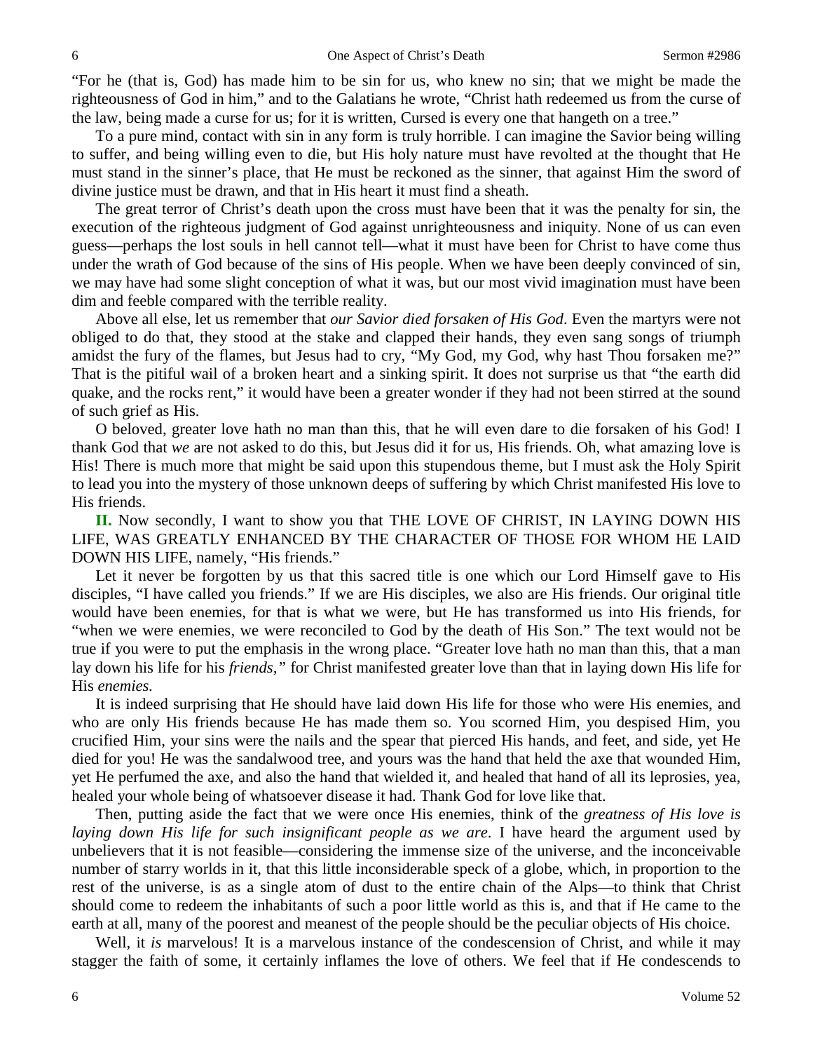"For he (that is, God) has made him to be sin for us, who knew no sin; that we might be made the righteousness of God in him," and to the Galatians he wrote, "Christ hath redeemed us from the curse of the law, being made a curse for us; for it is written, Cursed is every one that hangeth on a tree."

To a pure mind, contact with sin in any form is truly horrible. I can imagine the Savior being willing to suffer, and being willing even to die, but His holy nature must have revolted at the thought that He must stand in the sinner's place, that He must be reckoned as the sinner, that against Him the sword of divine justice must be drawn, and that in His heart it must find a sheath.

The great terror of Christ's death upon the cross must have been that it was the penalty for sin, the execution of the righteous judgment of God against unrighteousness and iniquity. None of us can even guess—perhaps the lost souls in hell cannot tell—what it must have been for Christ to have come thus under the wrath of God because of the sins of His people. When we have been deeply convinced of sin, we may have had some slight conception of what it was, but our most vivid imagination must have been dim and feeble compared with the terrible reality.

Above all else, let us remember that *our Savior died forsaken of His God*. Even the martyrs were not obliged to do that, they stood at the stake and clapped their hands, they even sang songs of triumph amidst the fury of the flames, but Jesus had to cry, "My God, my God, why hast Thou forsaken me?" That is the pitiful wail of a broken heart and a sinking spirit. It does not surprise us that "the earth did quake, and the rocks rent," it would have been a greater wonder if they had not been stirred at the sound of such grief as His.

O beloved, greater love hath no man than this, that he will even dare to die forsaken of his God! I thank God that *we* are not asked to do this, but Jesus did it for us, His friends. Oh, what amazing love is His! There is much more that might be said upon this stupendous theme, but I must ask the Holy Spirit to lead you into the mystery of those unknown deeps of suffering by which Christ manifested His love to His friends.

**II.** Now secondly, I want to show you that THE LOVE OF CHRIST, IN LAYING DOWN HIS LIFE, WAS GREATLY ENHANCED BY THE CHARACTER OF THOSE FOR WHOM HE LAID DOWN HIS LIFE, namely, "His friends."

Let it never be forgotten by us that this sacred title is one which our Lord Himself gave to His disciples, "I have called you friends." If we are His disciples, we also are His friends. Our original title would have been enemies, for that is what we were, but He has transformed us into His friends, for "when we were enemies, we were reconciled to God by the death of His Son." The text would not be true if you were to put the emphasis in the wrong place. "Greater love hath no man than this, that a man lay down his life for his *friends,"* for Christ manifested greater love than that in laying down His life for His *enemies.*

It is indeed surprising that He should have laid down His life for those who were His enemies, and who are only His friends because He has made them so. You scorned Him, you despised Him, you crucified Him, your sins were the nails and the spear that pierced His hands, and feet, and side, yet He died for you! He was the sandalwood tree, and yours was the hand that held the axe that wounded Him, yet He perfumed the axe, and also the hand that wielded it, and healed that hand of all its leprosies, yea, healed your whole being of whatsoever disease it had. Thank God for love like that.

Then, putting aside the fact that we were once His enemies, think of the *greatness of His love is laying down His life for such insignificant people as we are*. I have heard the argument used by unbelievers that it is not feasible—considering the immense size of the universe, and the inconceivable number of starry worlds in it, that this little inconsiderable speck of a globe, which, in proportion to the rest of the universe, is as a single atom of dust to the entire chain of the Alps—to think that Christ should come to redeem the inhabitants of such a poor little world as this is, and that if He came to the earth at all, many of the poorest and meanest of the people should be the peculiar objects of His choice.

Well, it *is* marvelous! It is a marvelous instance of the condescension of Christ, and while it may stagger the faith of some, it certainly inflames the love of others. We feel that if He condescends to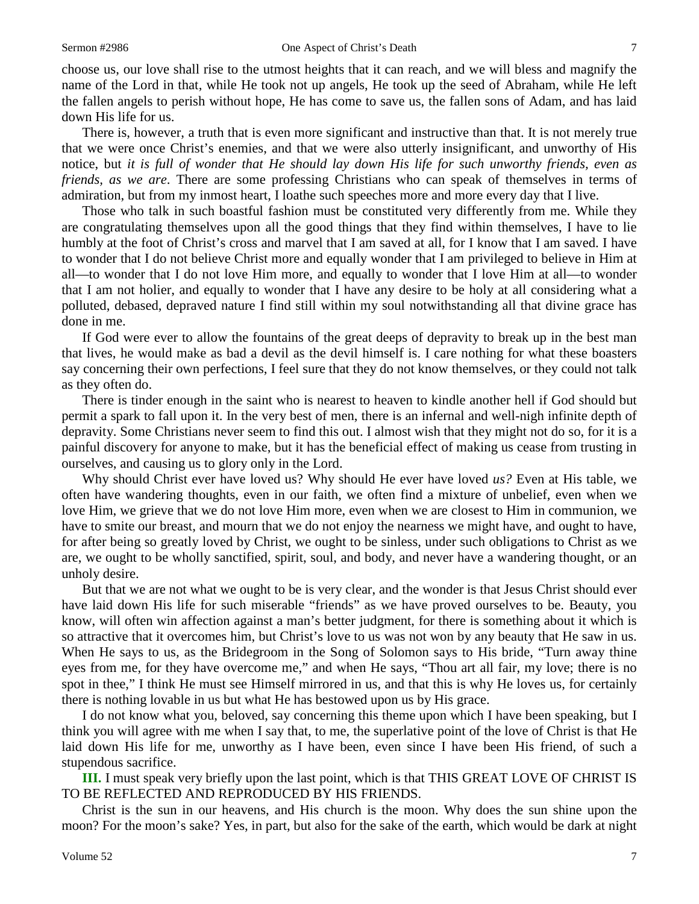choose us, our love shall rise to the utmost heights that it can reach, and we will bless and magnify the name of the Lord in that, while He took not up angels, He took up the seed of Abraham, while He left the fallen angels to perish without hope, He has come to save us, the fallen sons of Adam, and has laid down His life for us.

There is, however, a truth that is even more significant and instructive than that. It is not merely true that we were once Christ's enemies, and that we were also utterly insignificant, and unworthy of His notice, but *it is full of wonder that He should lay down His life for such unworthy friends, even as friends, as we are*. There are some professing Christians who can speak of themselves in terms of admiration, but from my inmost heart, I loathe such speeches more and more every day that I live.

Those who talk in such boastful fashion must be constituted very differently from me. While they are congratulating themselves upon all the good things that they find within themselves, I have to lie humbly at the foot of Christ's cross and marvel that I am saved at all, for I know that I am saved. I have to wonder that I do not believe Christ more and equally wonder that I am privileged to believe in Him at all—to wonder that I do not love Him more, and equally to wonder that I love Him at all—to wonder that I am not holier, and equally to wonder that I have any desire to be holy at all considering what a polluted, debased, depraved nature I find still within my soul notwithstanding all that divine grace has done in me.

If God were ever to allow the fountains of the great deeps of depravity to break up in the best man that lives, he would make as bad a devil as the devil himself is. I care nothing for what these boasters say concerning their own perfections, I feel sure that they do not know themselves, or they could not talk as they often do.

There is tinder enough in the saint who is nearest to heaven to kindle another hell if God should but permit a spark to fall upon it. In the very best of men, there is an infernal and well-nigh infinite depth of depravity. Some Christians never seem to find this out. I almost wish that they might not do so, for it is a painful discovery for anyone to make, but it has the beneficial effect of making us cease from trusting in ourselves, and causing us to glory only in the Lord.

Why should Christ ever have loved us? Why should He ever have loved *us?* Even at His table, we often have wandering thoughts, even in our faith, we often find a mixture of unbelief, even when we love Him, we grieve that we do not love Him more, even when we are closest to Him in communion, we have to smite our breast, and mourn that we do not enjoy the nearness we might have, and ought to have, for after being so greatly loved by Christ, we ought to be sinless, under such obligations to Christ as we are, we ought to be wholly sanctified, spirit, soul, and body, and never have a wandering thought, or an unholy desire.

But that we are not what we ought to be is very clear, and the wonder is that Jesus Christ should ever have laid down His life for such miserable "friends" as we have proved ourselves to be. Beauty, you know, will often win affection against a man's better judgment, for there is something about it which is so attractive that it overcomes him, but Christ's love to us was not won by any beauty that He saw in us. When He says to us, as the Bridegroom in the Song of Solomon says to His bride, "Turn away thine eyes from me, for they have overcome me," and when He says, "Thou art all fair, my love; there is no spot in thee," I think He must see Himself mirrored in us, and that this is why He loves us, for certainly there is nothing lovable in us but what He has bestowed upon us by His grace.

I do not know what you, beloved, say concerning this theme upon which I have been speaking, but I think you will agree with me when I say that, to me, the superlative point of the love of Christ is that He laid down His life for me, unworthy as I have been, even since I have been His friend, of such a stupendous sacrifice.

**III.** I must speak very briefly upon the last point, which is that THIS GREAT LOVE OF CHRIST IS TO BE REFLECTED AND REPRODUCED BY HIS FRIENDS.

Christ is the sun in our heavens, and His church is the moon. Why does the sun shine upon the moon? For the moon's sake? Yes, in part, but also for the sake of the earth, which would be dark at night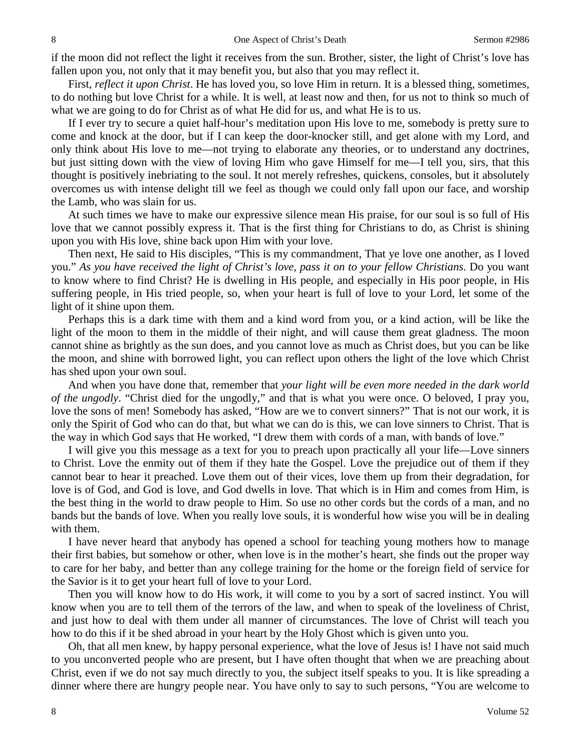if the moon did not reflect the light it receives from the sun. Brother, sister, the light of Christ's love has fallen upon you, not only that it may benefit you, but also that you may reflect it.

First, *reflect it upon Christ*. He has loved you, so love Him in return. It is a blessed thing, sometimes, to do nothing but love Christ for a while. It is well, at least now and then, for us not to think so much of what we are going to do for Christ as of what He did for us, and what He is to us.

If I ever try to secure a quiet half-hour's meditation upon His love to me, somebody is pretty sure to come and knock at the door, but if I can keep the door-knocker still, and get alone with my Lord, and only think about His love to me—not trying to elaborate any theories, or to understand any doctrines, but just sitting down with the view of loving Him who gave Himself for me—I tell you, sirs, that this thought is positively inebriating to the soul. It not merely refreshes, quickens, consoles, but it absolutely overcomes us with intense delight till we feel as though we could only fall upon our face, and worship the Lamb, who was slain for us.

At such times we have to make our expressive silence mean His praise, for our soul is so full of His love that we cannot possibly express it. That is the first thing for Christians to do, as Christ is shining upon you with His love, shine back upon Him with your love.

Then next, He said to His disciples, "This is my commandment, That ye love one another, as I loved you." *As you have received the light of Christ's love, pass it on to your fellow Christians*. Do you want to know where to find Christ? He is dwelling in His people, and especially in His poor people, in His suffering people, in His tried people, so, when your heart is full of love to your Lord, let some of the light of it shine upon them.

Perhaps this is a dark time with them and a kind word from you, or a kind action, will be like the light of the moon to them in the middle of their night, and will cause them great gladness. The moon cannot shine as brightly as the sun does, and you cannot love as much as Christ does, but you can be like the moon, and shine with borrowed light, you can reflect upon others the light of the love which Christ has shed upon your own soul.

And when you have done that, remember that *your light will be even more needed in the dark world of the ungodly*. "Christ died for the ungodly," and that is what you were once. O beloved, I pray you, love the sons of men! Somebody has asked, "How are we to convert sinners?" That is not our work, it is only the Spirit of God who can do that, but what we can do is this, we can love sinners to Christ. That is the way in which God says that He worked, "I drew them with cords of a man, with bands of love."

I will give you this message as a text for you to preach upon practically all your life—Love sinners to Christ. Love the enmity out of them if they hate the Gospel. Love the prejudice out of them if they cannot bear to hear it preached. Love them out of their vices, love them up from their degradation, for love is of God, and God is love, and God dwells in love. That which is in Him and comes from Him, is the best thing in the world to draw people to Him. So use no other cords but the cords of a man, and no bands but the bands of love. When you really love souls, it is wonderful how wise you will be in dealing with them.

I have never heard that anybody has opened a school for teaching young mothers how to manage their first babies, but somehow or other, when love is in the mother's heart, she finds out the proper way to care for her baby, and better than any college training for the home or the foreign field of service for the Savior is it to get your heart full of love to your Lord.

Then you will know how to do His work, it will come to you by a sort of sacred instinct. You will know when you are to tell them of the terrors of the law, and when to speak of the loveliness of Christ, and just how to deal with them under all manner of circumstances. The love of Christ will teach you how to do this if it be shed abroad in your heart by the Holy Ghost which is given unto you.

Oh, that all men knew, by happy personal experience, what the love of Jesus is! I have not said much to you unconverted people who are present, but I have often thought that when we are preaching about Christ, even if we do not say much directly to you, the subject itself speaks to you. It is like spreading a dinner where there are hungry people near. You have only to say to such persons, "You are welcome to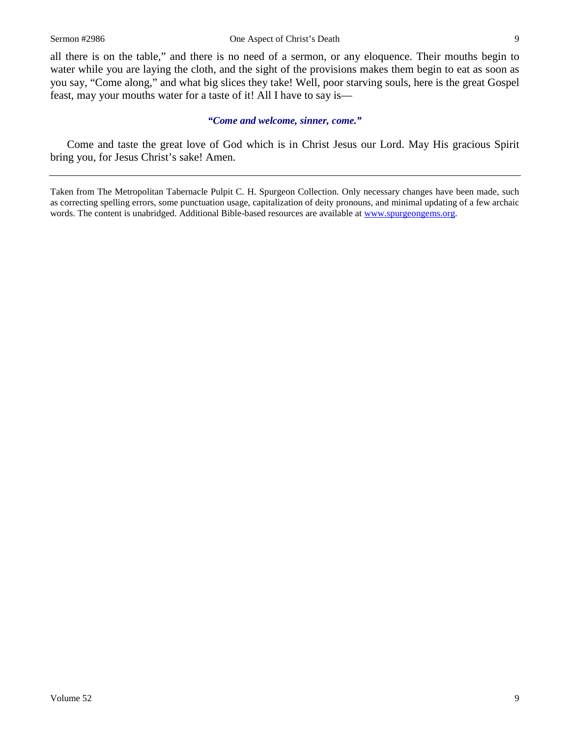all there is on the table," and there is no need of a sermon, or any eloquence. Their mouths begin to water while you are laying the cloth, and the sight of the provisions makes them begin to eat as soon as you say, "Come along," and what big slices they take! Well, poor starving souls, here is the great Gospel feast, may your mouths water for a taste of it! All I have to say is—

***"Come and welcome, sinner, come."***

Come and taste the great love of God which is in Christ Jesus our Lord. May His gracious Spirit bring you, for Jesus Christ's sake! Amen.

---

Taken from The Metropolitan Tabernacle Pulpit C. H. Spurgeon Collection. Only necessary changes have been made, such as correcting spelling errors, some punctuation usage, capitalization of deity pronouns, and minimal updating of a few archaic words. The content is unabridged. Additional Bible-based resources are available at [www.spurgeongems.org](http://www.spurgeongems.org).